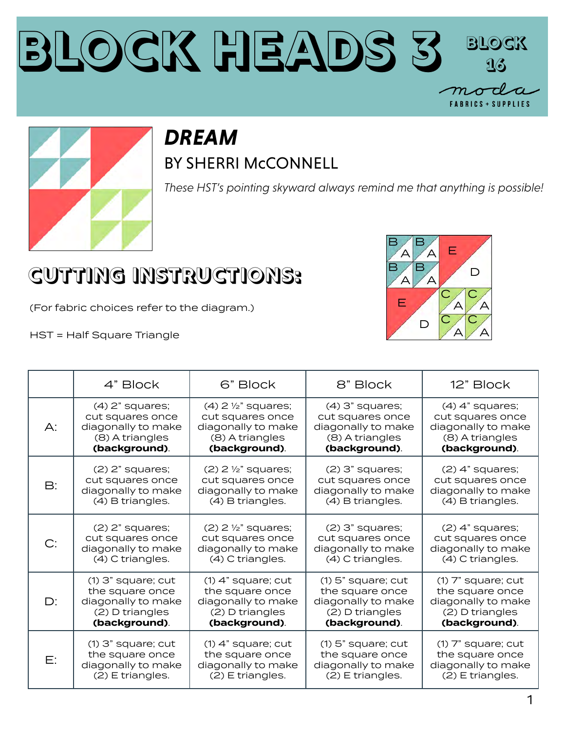# BLOCK HEADS 3

BLOCK 16

moda FABRICS + SUPPLIES

## *DREAM*

BY SHERRI McCONNELL

*These HST's pointing skyward always remind me that anything is possible!*

## CUTTING INSTRUCTIONS:

(For fabric choices refer to the diagram.)

HST = Half Square Triangle

| | 4" Block | 6" Block | 8" Block | 12" Block |
|---|---|---|---|---|
| A: | (4) 2" squares; cut squares once diagonally to make (8) A triangles **(background)**. | (4) 2 ½" squares; cut squares once diagonally to make (8) A triangles **(background)**. | (4) 3" squares; cut squares once diagonally to make (8) A triangles **(background)**. | (4) 4" squares; cut squares once diagonally to make (8) A triangles **(background)**. |
| B: | (2) 2" squares; cut squares once diagonally to make (4) B triangles. | (2) 2 ½" squares; cut squares once diagonally to make (4) B triangles. | (2) 3" squares; cut squares once diagonally to make (4) B triangles. | (2) 4" squares; cut squares once diagonally to make (4) B triangles. |
| C: | (2) 2" squares; cut squares once diagonally to make (4) C triangles. | (2) 2 ½" squares; cut squares once diagonally to make (4) C triangles. | (2) 3" squares; cut squares once diagonally to make (4) C triangles. | (2) 4" squares; cut squares once diagonally to make (4) C triangles. |
| D: | (1) 3" square; cut the square once diagonally to make (2) D triangles **(background)**. | (1) 4" square; cut the square once diagonally to make (2) D triangles **(background)**. | (1) 5" square; cut the square once diagonally to make (2) D triangles **(background)**. | (1) 7" square; cut the square once diagonally to make (2) D triangles **(background)**. |
| E: | (1) 3" square; cut the square once diagonally to make (2) E triangles. | (1) 4" square; cut the square once diagonally to make (2) E triangles. | (1) 5" square; cut the square once diagonally to make (2) E triangles. | (1) 7" square; cut the square once diagonally to make (2) E triangles. |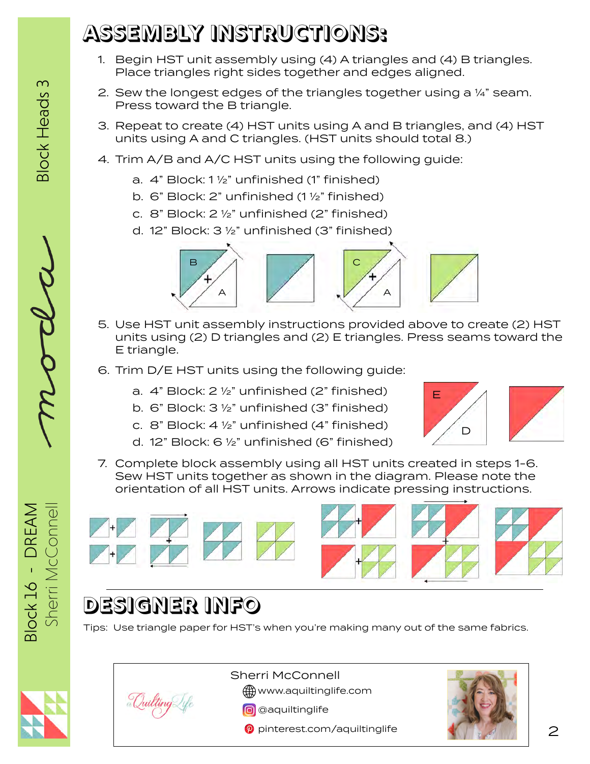# ASSEMBLY INSTRUCTIONS:

1. Begin HST unit assembly using (4) A triangles and (4) B triangles. Place triangles right sides together and edges aligned.
2. Sew the longest edges of the triangles together using a ¼" seam. Press toward the B triangle.
3. Repeat to create (4) HST units using A and B triangles, and (4) HST units using A and C triangles. (HST units should total 8.)
4. Trim A/B and A/C HST units using the following guide:
   a. 4" Block: 1 ½" unfinished (1" finished)
   b. 6" Block: 2" unfinished (1 ½" finished)
   c. 8" Block: 2 ½" unfinished (2" finished)
   d. 12" Block: 3 ½" unfinished (3" finished)
5. Use HST unit assembly instructions provided above to create (2) HST units using (2) D triangles and (2) E triangles. Press seams toward the E triangle.
6. Trim D/E HST units using the following guide:
   a. 4" Block: 2 ½" unfinished (2" finished)
   b. 6" Block: 3 ½" unfinished (3" finished)
   c. 8" Block: 4 ½" unfinished (4" finished)
   d. 12" Block: 6 ½" unfinished (6" finished)
7. Complete block assembly using all HST units created in steps 1-6. Sew HST units together as shown in the diagram. Please note the orientation of all HST units. Arrows indicate pressing instructions.

# DESIGNER INFO

Tips: Use triangle paper for HST's when you're making many out of the same fabrics.

Sherri McConnell
www.aquiltinglife.com
@aquiltinglife
pinterest.com/aquiltinglife